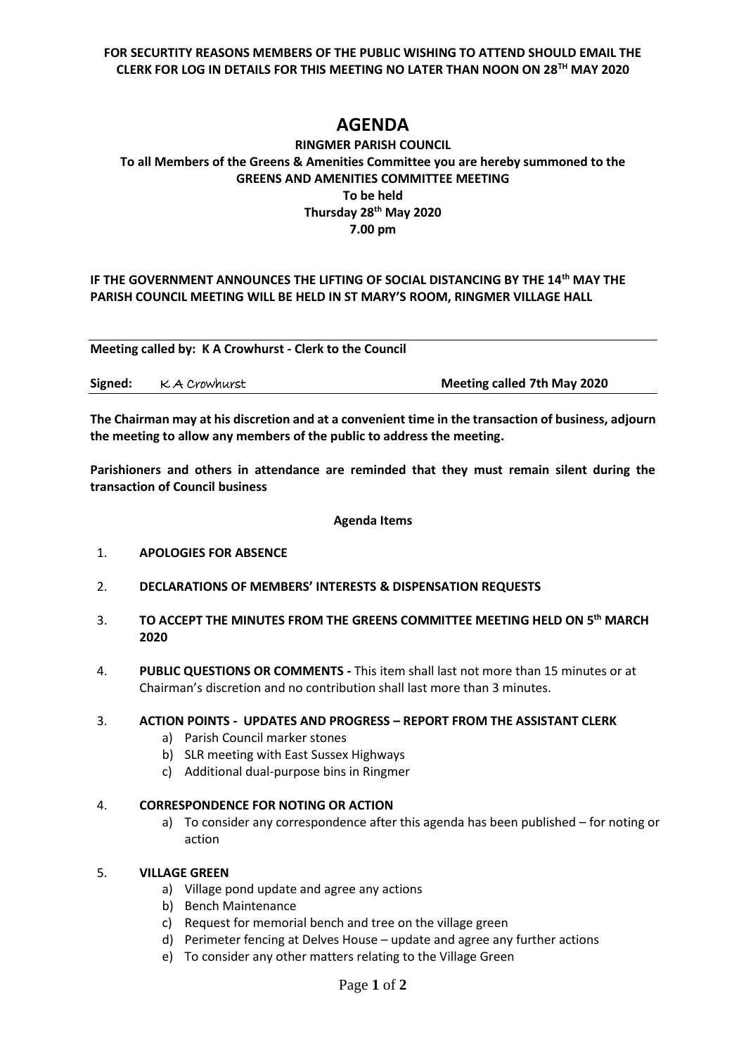**FOR SECURTITY REASONS MEMBERS OF THE PUBLIC WISHING TO ATTEND SHOULD EMAIL THE CLERK FOR LOG IN DETAILS FOR THIS MEETING NO LATER THAN NOON ON 28TH MAY 2020**

# AGENDA

**RINGMER PARISH COUNCIL**
**To all Members of the Greens & Amenities Committee you are hereby summoned to the GREENS AND AMENITIES COMMITTEE MEETING**
**To be held**
**Thursday 28th May 2020**
**7.00 pm**

**IF THE GOVERNMENT ANNOUNCES THE LIFTING OF SOCIAL DISTANCING BY THE 14th MAY THE PARISH COUNCIL MEETING WILL BE HELD IN ST MARY'S ROOM, RINGMER VILLAGE HALL**

**Meeting called by: K A Crowhurst - Clerk to the Council**

**Signed:** K A Crowhurst **Meeting called 7th May 2020**

**The Chairman may at his discretion and at a convenient time in the transaction of business, adjourn the meeting to allow any members of the public to address the meeting.**

**Parishioners and others in attendance are reminded that they must remain silent during the transaction of Council business**

**Agenda Items**

1. **APOLOGIES FOR ABSENCE**

2. **DECLARATIONS OF MEMBERS' INTERESTS & DISPENSATION REQUESTS**

3. **TO ACCEPT THE MINUTES FROM THE GREENS COMMITTEE MEETING HELD ON 5th MARCH 2020**

4. **PUBLIC QUESTIONS OR COMMENTS -** This item shall last not more than 15 minutes or at Chairman's discretion and no contribution shall last more than 3 minutes.

3. **ACTION POINTS - UPDATES AND PROGRESS – REPORT FROM THE ASSISTANT CLERK**
   a) Parish Council marker stones
   b) SLR meeting with East Sussex Highways
   c) Additional dual-purpose bins in Ringmer

4. **CORRESPONDENCE FOR NOTING OR ACTION**
   a) To consider any correspondence after this agenda has been published – for noting or action

5. **VILLAGE GREEN**
   a) Village pond update and agree any actions
   b) Bench Maintenance
   c) Request for memorial bench and tree on the village green
   d) Perimeter fencing at Delves House – update and agree any further actions
   e) To consider any other matters relating to the Village Green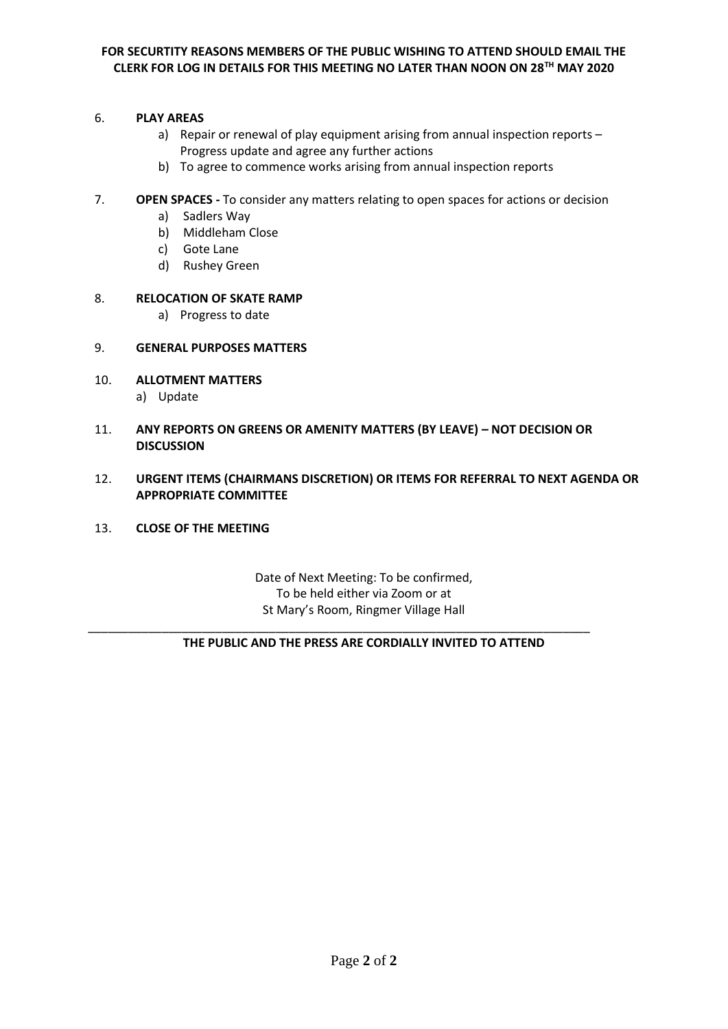**FOR SECURTITY REASONS MEMBERS OF THE PUBLIC WISHING TO ATTEND SHOULD EMAIL THE CLERK FOR LOG IN DETAILS FOR THIS MEETING NO LATER THAN NOON ON 28TH MAY 2020**

6. **PLAY AREAS**
   a) Repair or renewal of play equipment arising from annual inspection reports – Progress update and agree any further actions
   b) To agree to commence works arising from annual inspection reports

7. **OPEN SPACES -** To consider any matters relating to open spaces for actions or decision
   a) Sadlers Way
   b) Middleham Close
   c) Gote Lane
   d) Rushey Green

8. **RELOCATION OF SKATE RAMP**
   a) Progress to date

9. **GENERAL PURPOSES MATTERS**

10. **ALLOTMENT MATTERS**
    a) Update

11. **ANY REPORTS ON GREENS OR AMENITY MATTERS (BY LEAVE) – NOT DECISION OR DISCUSSION**

12. **URGENT ITEMS (CHAIRMANS DISCRETION) OR ITEMS FOR REFERRAL TO NEXT AGENDA OR APPROPRIATE COMMITTEE**

13. **CLOSE OF THE MEETING**

Date of Next Meeting: To be confirmed,
To be held either via Zoom or at
St Mary's Room, Ringmer Village Hall

---

**THE PUBLIC AND THE PRESS ARE CORDIALLY INVITED TO ATTEND**